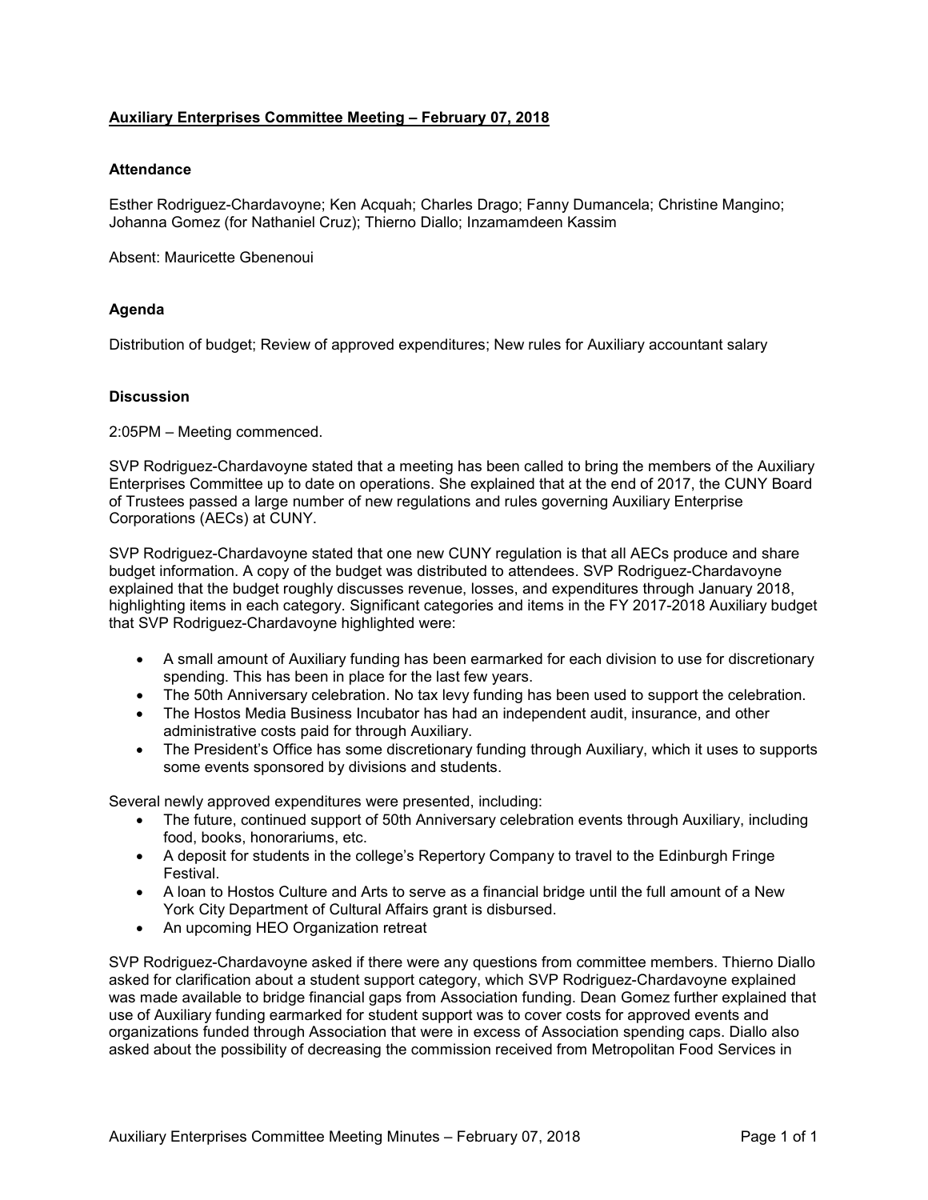## Auxiliary Enterprises Committee Meeting – February 07, 2018

### Attendance

Esther Rodriguez-Chardavoyne; Ken Acquah; Charles Drago; Fanny Dumancela; Christine Mangino; Johanna Gomez (for Nathaniel Cruz); Thierno Diallo; Inzamamdeen Kassim

Absent: Mauricette Gbenenoui

### Agenda

Distribution of budget; Review of approved expenditures; New rules for Auxiliary accountant salary

### Discussion

2:05PM – Meeting commenced.

SVP Rodriguez-Chardavoyne stated that a meeting has been called to bring the members of the Auxiliary Enterprises Committee up to date on operations. She explained that at the end of 2017, the CUNY Board of Trustees passed a large number of new regulations and rules governing Auxiliary Enterprise Corporations (AECs) at CUNY.

SVP Rodriguez-Chardavoyne stated that one new CUNY regulation is that all AECs produce and share budget information. A copy of the budget was distributed to attendees. SVP Rodriguez-Chardavoyne explained that the budget roughly discusses revenue, losses, and expenditures through January 2018, highlighting items in each category. Significant categories and items in the FY 2017-2018 Auxiliary budget that SVP Rodriguez-Chardavoyne highlighted were:

- A small amount of Auxiliary funding has been earmarked for each division to use for discretionary spending. This has been in place for the last few years.
- The 50th Anniversary celebration. No tax levy funding has been used to support the celebration.
- The Hostos Media Business Incubator has had an independent audit, insurance, and other administrative costs paid for through Auxiliary.
- The President's Office has some discretionary funding through Auxiliary, which it uses to supports some events sponsored by divisions and students.

Several newly approved expenditures were presented, including:

- The future, continued support of 50th Anniversary celebration events through Auxiliary, including food, books, honorariums, etc.
- A deposit for students in the college's Repertory Company to travel to the Edinburgh Fringe Festival.
- A loan to Hostos Culture and Arts to serve as a financial bridge until the full amount of a New York City Department of Cultural Affairs grant is disbursed.
- An upcoming HEO Organization retreat

SVP Rodriguez-Chardavoyne asked if there were any questions from committee members. Thierno Diallo asked for clarification about a student support category, which SVP Rodriguez-Chardavoyne explained was made available to bridge financial gaps from Association funding. Dean Gomez further explained that use of Auxiliary funding earmarked for student support was to cover costs for approved events and organizations funded through Association that were in excess of Association spending caps. Diallo also asked about the possibility of decreasing the commission received from Metropolitan Food Services in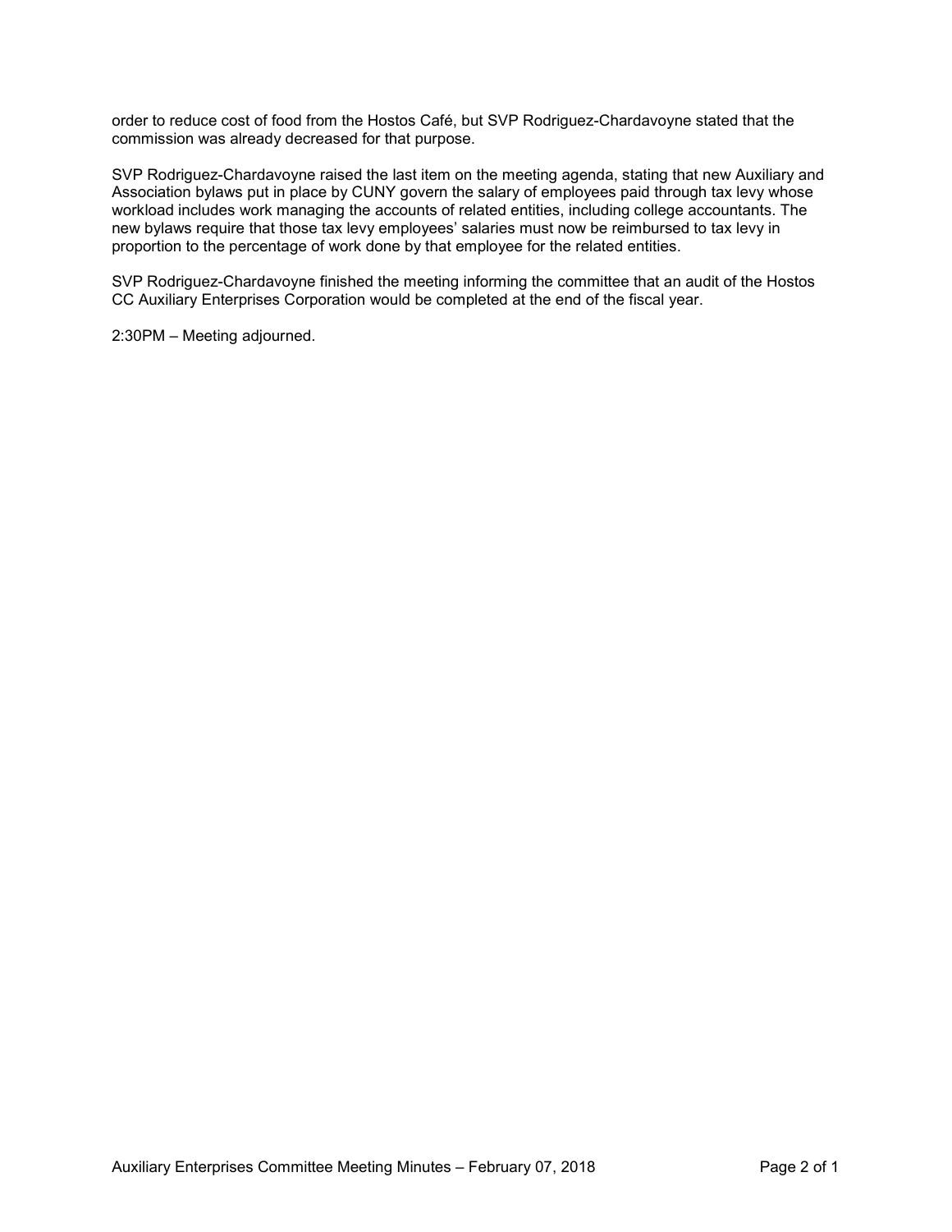order to reduce cost of food from the Hostos Café, but SVP Rodriguez-Chardavoyne stated that the commission was already decreased for that purpose.

SVP Rodriguez-Chardavoyne raised the last item on the meeting agenda, stating that new Auxiliary and Association bylaws put in place by CUNY govern the salary of employees paid through tax levy whose workload includes work managing the accounts of related entities, including college accountants. The new bylaws require that those tax levy employees' salaries must now be reimbursed to tax levy in proportion to the percentage of work done by that employee for the related entities.

SVP Rodriguez-Chardavoyne finished the meeting informing the committee that an audit of the Hostos CC Auxiliary Enterprises Corporation would be completed at the end of the fiscal year.

2:30PM – Meeting adjourned.